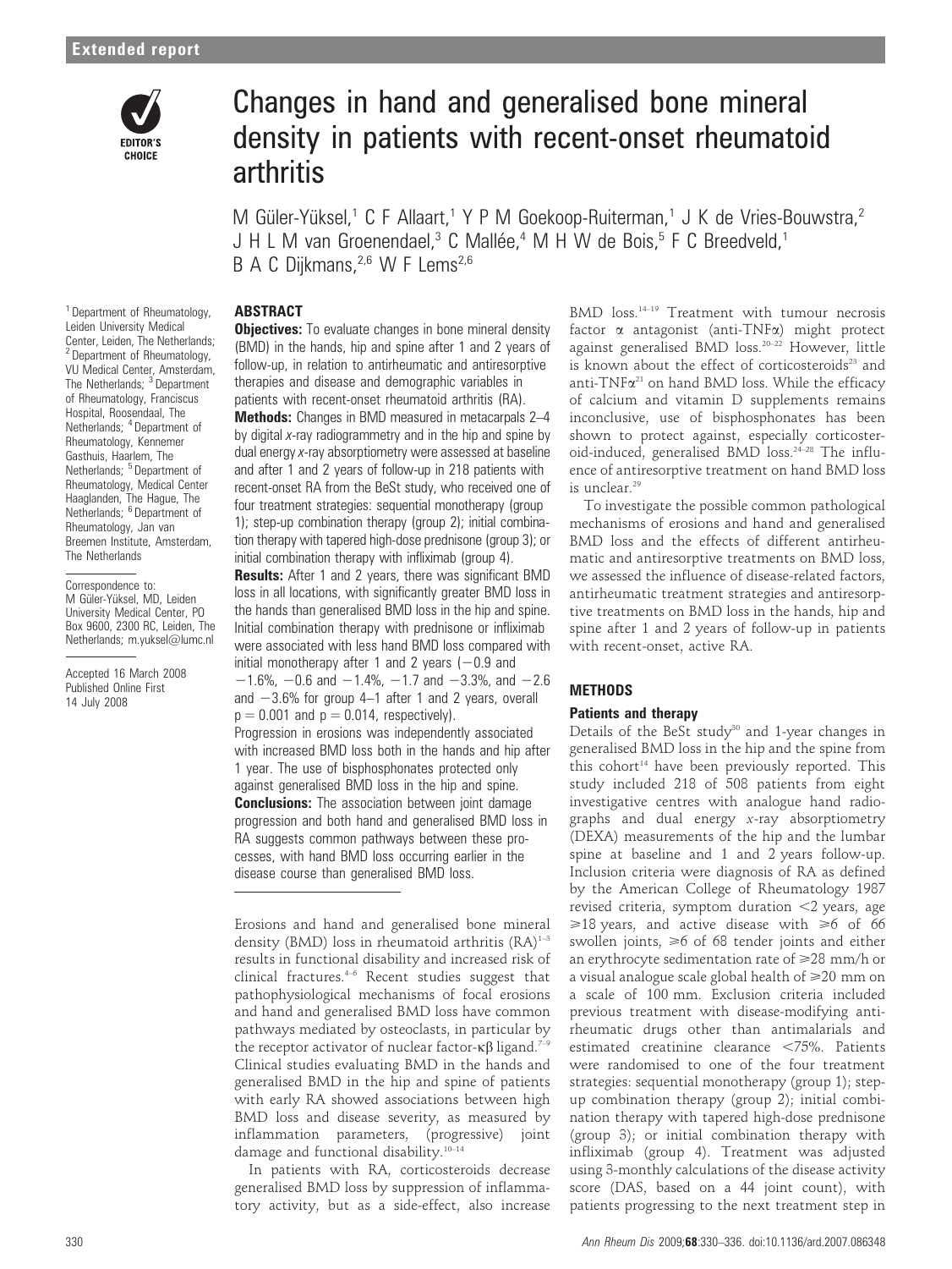Extended report

EDITOR'S CHOICE

# Changes in hand and generalised bone mineral density in patients with recent-onset rheumatoid arthritis

M Güler-Yüksel,[1] C F Allaart,[1] Y P M Goekoop-Ruiterman,[1] J K de Vries-Bouwstra,[2] J H L M van Groenendael,[3] C Mallée,[4] M H W de Bois,[5] F C Breedveld,[1] B A C Dijkmans,[2,6] W F Lems[2,6]

[1] Department of Rheumatology, Leiden University Medical Center, Leiden, The Netherlands; [2] Department of Rheumatology, VU Medical Center, Amsterdam, The Netherlands; [3] Department of Rheumatology, Franciscus Hospital, Roosendaal, The Netherlands; [4] Department of Rheumatology, Kennemer Gasthuis, Haarlem, The Netherlands; [5] Department of Rheumatology, Medical Center Haaglanden, The Hague, The Netherlands; [6] Department of Rheumatology, Jan van Breemen Institute, Amsterdam, The Netherlands

Correspondence to: M Güler-Yüksel, MD, Leiden University Medical Center, PO Box 9600, 2300 RC, Leiden, The Netherlands; m.yuksel@lumc.nl

Accepted 16 March 2008
Published Online First 14 July 2008

## ABSTRACT

**Objectives:** To evaluate changes in bone mineral density (BMD) in the hands, hip and spine after 1 and 2 years of follow-up, in relation to antirheumatic and antiresorptive therapies and disease and demographic variables in patients with recent-onset rheumatoid arthritis (RA).

**Methods:** Changes in BMD measured in metacarpals 2–4 by digital *x*-ray radiogrammetry and in the hip and spine by dual energy *x*-ray absorptiometry were assessed at baseline and after 1 and 2 years of follow-up in 218 patients with recent-onset RA from the BeSt study, who received one of four treatment strategies: sequential monotherapy (group 1); step-up combination therapy (group 2); initial combination therapy with tapered high-dose prednisone (group 3); or initial combination therapy with infliximab (group 4).

**Results:** After 1 and 2 years, there was significant BMD loss in all locations, with significantly greater BMD loss in the hands than generalised BMD loss in the hip and spine. Initial combination therapy with prednisone or infliximab were associated with less hand BMD loss compared with initial monotherapy after 1 and 2 years (−0.9 and −1.6%, −0.6 and −1.4%, −1.7 and −3.3%, and −2.6 and −3.6% for group 4–1 after 1 and 2 years, overall $p = 0.001$ and $p = 0.014$, respectively). Progression in erosions was independently associated with increased BMD loss both in the hands and hip after 1 year. The use of bisphosphonates protected only against generalised BMD loss in the hip and spine.

**Conclusions:** The association between joint damage progression and both hand and generalised BMD loss in RA suggests common pathways between these processes, with hand BMD loss occurring earlier in the disease course than generalised BMD loss.

Erosions and hand and generalised bone mineral density (BMD) loss in rheumatoid arthritis (RA)[1–3] results in functional disability and increased risk of clinical fractures.[4–6] Recent studies suggest that pathophysiological mechanisms of focal erosions and hand and generalised BMD loss have common pathways mediated by osteoclasts, in particular by the receptor activator of nuclear factor-κβ ligand.[7–9] Clinical studies evaluating BMD in the hands and generalised BMD in the hip and spine of patients with early RA showed associations between high BMD loss and disease severity, as measured by inflammation parameters, (progressive) joint damage and functional disability.[10–14]

In patients with RA, corticosteroids decrease generalised BMD loss by suppression of inflammatory activity, but as a side-effect, also increase BMD loss.[14–19] Treatment with tumour necrosis factor α antagonist (anti-TNFα) might protect against generalised BMD loss.[20–22] However, little is known about the effect of corticosteroids[23] and anti-TNFα[21] on hand BMD loss. While the efficacy of calcium and vitamin D supplements remains inconclusive, use of bisphosphonates has been shown to protect against, especially corticosteroid-induced, generalised BMD loss.[24–28] The influence of antiresorptive treatment on hand BMD loss is unclear.[29]

To investigate the possible common pathological mechanisms of erosions and hand and generalised BMD loss and the effects of different antirheumatic and antiresorptive treatments on BMD loss, we assessed the influence of disease-related factors, antirheumatic treatment strategies and antiresorptive treatments on BMD loss in the hands, hip and spine after 1 and 2 years of follow-up in patients with recent-onset, active RA.

## METHODS

### Patients and therapy

Details of the BeSt study[30] and 1-year changes in generalised BMD loss in the hip and the spine from this cohort[14] have been previously reported. This study included 218 of 508 patients from eight investigative centres with analogue hand radiographs and dual energy *x*-ray absorptiometry (DEXA) measurements of the hip and the lumbar spine at baseline and 1 and 2 years follow-up. Inclusion criteria were diagnosis of RA as defined by the American College of Rheumatology 1987 revised criteria, symptom duration <2 years, age ⩾18 years, and active disease with ⩾6 of 66 swollen joints, ⩾6 of 68 tender joints and either an erythrocyte sedimentation rate of ⩾28 mm/h or a visual analogue scale global health of ⩾20 mm on a scale of 100 mm. Exclusion criteria included previous treatment with disease-modifying antirheumatic drugs other than antimalarials and estimated creatinine clearance <75%. Patients were randomised to one of the four treatment strategies: sequential monotherapy (group 1); step-up combination therapy (group 2); initial combination therapy with tapered high-dose prednisone (group 3); or initial combination therapy with infliximab (group 4). Treatment was adjusted using 3-monthly calculations of the disease activity score (DAS, based on a 44 joint count), with patients progressing to the next treatment step in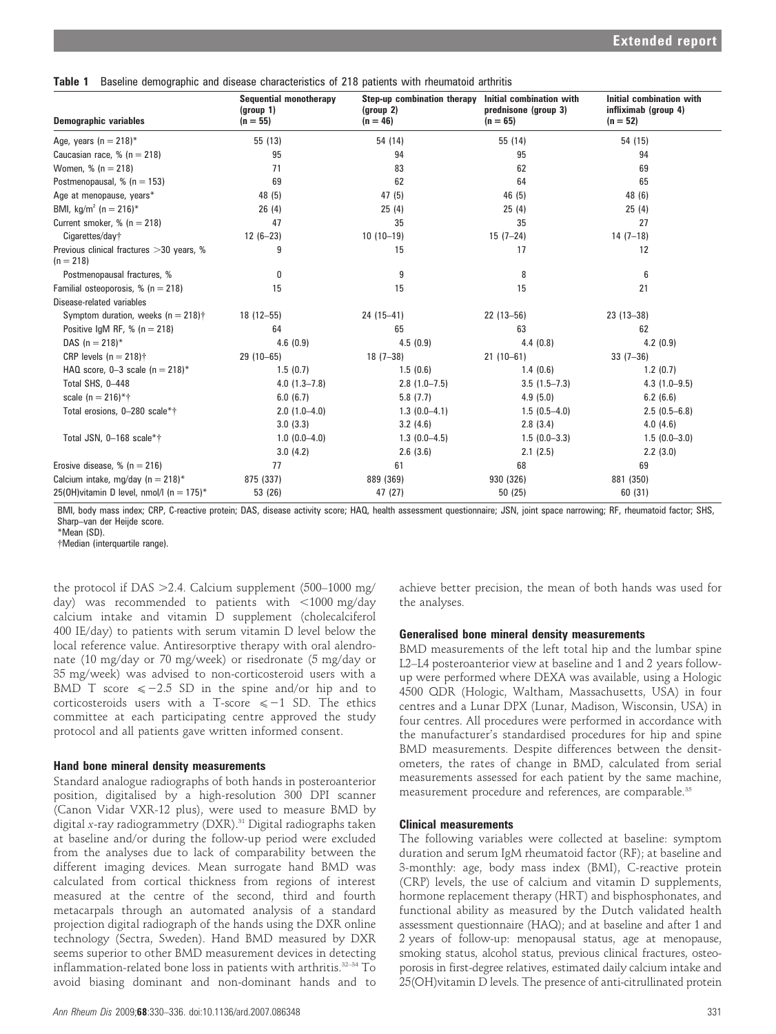**Table 1** Baseline demographic and disease characteristics of 218 patients with rheumatoid arthritis

| Demographic variables | Sequential monotherapy (group 1) (n = 55) | Step-up combination therapy (group 2) (n = 46) | Initial combination with prednisone (group 3) (n = 65) | Initial combination with infliximab (group 4) (n = 52) |
|---|---|---|---|---|
| Age, years (n = 218)* | 55 (13) | 54 (14) | 55 (14) | 54 (15) |
| Caucasian race, % (n = 218) | 95 | 94 | 95 | 94 |
| Women, % (n = 218) | 71 | 83 | 62 | 69 |
| Postmenopausal, % (n = 153) | 69 | 62 | 64 | 65 |
| Age at menopause, years* | 48 (5) | 47 (5) | 46 (5) | 48 (6) |
| BMI, kg/m$^2$ (n = 216)* | 26 (4) | 25 (4) | 25 (4) | 25 (4) |
| Current smoker, % (n = 218) | 47 | 35 | 35 | 27 |
| Cigarettes/day† | 12 (6–23) | 10 (10–19) | 15 (7–24) | 14 (7–18) |
| Previous clinical fractures >30 years, % (n = 218) | 9 | 15 | 17 | 12 |
| Postmenopausal fractures, % | 0 | 9 | 8 | 6 |
| Familial osteoporosis, % (n = 218) | 15 | 15 | 15 | 21 |
| Disease-related variables | | | | |
| Symptom duration, weeks (n = 218)† | 18 (12–55) | 24 (15–41) | 22 (13–56) | 23 (13–38) |
| Positive IgM RF, % (n = 218) | 64 | 65 | 63 | 62 |
| DAS (n = 218)* | 4.6 (0.9) | 4.5 (0.9) | 4.4 (0.8) | 4.2 (0.9) |
| CRP levels (n = 218)† | 29 (10–65) | 18 (7–38) | 21 (10–61) | 33 (7–36) |
| HAQ score, 0–3 scale (n = 218)* | 1.5 (0.7) | 1.5 (0.6) | 1.4 (0.6) | 1.2 (0.7) |
| Total SHS, 0–448 | 4.0 (1.3–7.8) | 2.8 (1.0–7.5) | 3.5 (1.5–7.3) | 4.3 (1.0–9.5) |
| scale (n = 216)*† | 6.0 (6.7) | 5.8 (7.7) | 4.9 (5.0) | 6.2 (6.6) |
| Total erosions, 0–280 scale*† | 2.0 (1.0–4.0) | 1.3 (0.0–4.1) | 1.5 (0.5–4.0) | 2.5 (0.5–6.8) |
| | 3.0 (3.3) | 3.2 (4.6) | 2.8 (3.4) | 4.0 (4.6) |
| Total JSN, 0–168 scale*† | 1.0 (0.0–4.0) | 1.3 (0.0–4.5) | 1.5 (0.0–3.3) | 1.5 (0.0–3.0) |
| | 3.0 (4.2) | 2.6 (3.6) | 2.1 (2.5) | 2.2 (3.0) |
| Erosive disease, % (n = 216) | 77 | 61 | 68 | 69 |
| Calcium intake, mg/day (n = 218)* | 875 (337) | 889 (369) | 930 (326) | 881 (350) |
| 25(OH)vitamin D level, nmol/l (n = 175)* | 53 (26) | 47 (27) | 50 (25) | 60 (31) |

BMI, body mass index; CRP, C-reactive protein; DAS, disease activity score; HAQ, health assessment questionnaire; JSN, joint space narrowing; RF, rheumatoid factor; SHS, Sharp–van der Heijde score.
*Mean (SD).
†Median (interquartile range).

the protocol if DAS >2.4. Calcium supplement (500–1000 mg/day) was recommended to patients with <1000 mg/day calcium intake and vitamin D supplement (cholecalciferol 400 IE/day) to patients with serum vitamin D level below the local reference value. Antiresorptive therapy with oral alendronate (10 mg/day or 70 mg/week) or risedronate (5 mg/day or 35 mg/week) was advised to non-corticosteroid users with a BMD T score ⩽−2.5 SD in the spine and/or hip and to corticosteroids users with a T-score ⩽−1 SD. The ethics committee at each participating centre approved the study protocol and all patients gave written informed consent.

### Hand bone mineral density measurements

Standard analogue radiographs of both hands in posteroanterior position, digitalised by a high-resolution 300 DPI scanner (Canon Vidar VXR-12 plus), were used to measure BMD by digital *x*-ray radiogrammetry (DXR).[31] Digital radiographs taken at baseline and/or during the follow-up period were excluded from the analyses due to lack of comparability between the different imaging devices. Mean surrogate hand BMD was calculated from cortical thickness from regions of interest measured at the centre of the second, third and fourth metacarpals through an automated analysis of a standard projection digital radiograph of the hands using the DXR online technology (Sectra, Sweden). Hand BMD measured by DXR seems superior to other BMD measurement devices in detecting inflammation-related bone loss in patients with arthritis.[32–34] To avoid biasing dominant and non-dominant hands and to achieve better precision, the mean of both hands was used for the analyses.

### Generalised bone mineral density measurements

BMD measurements of the left total hip and the lumbar spine L2–L4 posteroanterior view at baseline and 1 and 2 years follow-up were performed where DEXA was available, using a Hologic 4500 QDR (Hologic, Waltham, Massachusetts, USA) in four centres and a Lunar DPX (Lunar, Madison, Wisconsin, USA) in four centres. All procedures were performed in accordance with the manufacturer's standardised procedures for hip and spine BMD measurements. Despite differences between the densitometers, the rates of change in BMD, calculated from serial measurements assessed for each patient by the same machine, measurement procedure and references, are comparable.[35]

### Clinical measurements

The following variables were collected at baseline: symptom duration and serum IgM rheumatoid factor (RF); at baseline and 3-monthly: age, body mass index (BMI), C-reactive protein (CRP) levels, the use of calcium and vitamin D supplements, hormone replacement therapy (HRT) and bisphosphonates, and functional ability as measured by the Dutch validated health assessment questionnaire (HAQ); and at baseline and after 1 and 2 years of follow-up: menopausal status, age at menopause, smoking status, alcohol status, previous clinical fractures, osteoporosis in first-degree relatives, estimated daily calcium intake and 25(OH)vitamin D levels. The presence of anti-citrullinated protein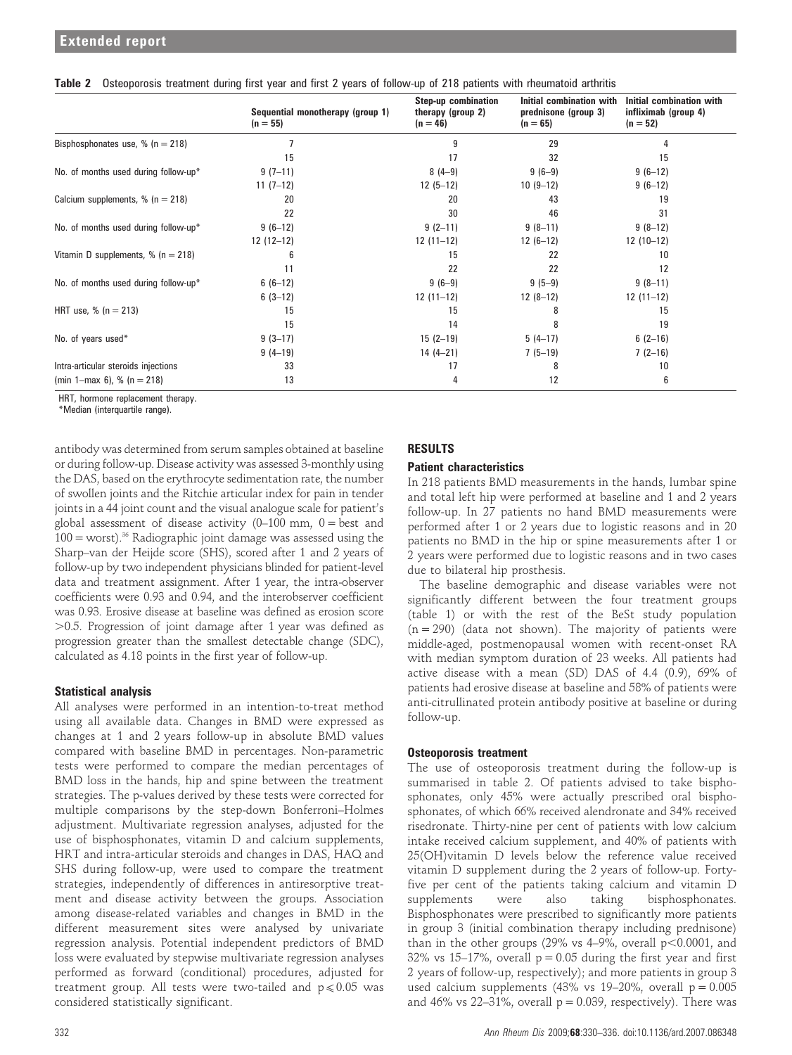**Table 2** Osteoporosis treatment during first year and first 2 years of follow-up of 218 patients with rheumatoid arthritis

| | Sequential monotherapy (group 1) (n = 55) | Step-up combination therapy (group 2) (n = 46) | Initial combination with prednisone (group 3) (n = 65) | Initial combination with infliximab (group 4) (n = 52) |
|---|---|---|---|---|
| Bisphosphonates use, % (n = 218) | 7 | 9 | 29 | 4 |
| | 15 | 17 | 32 | 15 |
| No. of months used during follow-up* | 9 (7–11) | 8 (4–9) | 9 (6–9) | 9 (6–12) |
| | 11 (7–12) | 12 (5–12) | 10 (9–12) | 9 (6–12) |
| Calcium supplements, % (n = 218) | 20 | 20 | 43 | 19 |
| | 22 | 30 | 46 | 31 |
| No. of months used during follow-up* | 9 (6–12) | 9 (2–11) | 9 (8–11) | 9 (8–12) |
| | 12 (12–12) | 12 (11–12) | 12 (6–12) | 12 (10–12) |
| Vitamin D supplements, % (n = 218) | 6 | 15 | 22 | 10 |
| | 11 | 22 | 22 | 12 |
| No. of months used during follow-up* | 6 (6–12) | 9 (6–9) | 9 (5–9) | 9 (8–11) |
| | 6 (3–12) | 12 (11–12) | 12 (8–12) | 12 (11–12) |
| HRT use, % (n = 213) | 15 | 15 | 8 | 15 |
| | 15 | 14 | 8 | 19 |
| No. of years used* | 9 (3–17) | 15 (2–19) | 5 (4–17) | 6 (2–16) |
| | 9 (4–19) | 14 (4–21) | 7 (5–19) | 7 (2–16) |
| Intra-articular steroids injections | 33 | 17 | 8 | 10 |
| (min 1–max 6), % (n = 218) | 13 | 4 | 12 | 6 |

HRT, hormone replacement therapy.
*Median (interquartile range).

antibody was determined from serum samples obtained at baseline or during follow-up. Disease activity was assessed 3-monthly using the DAS, based on the erythrocyte sedimentation rate, the number of swollen joints and the Ritchie articular index for pain in tender joints in a 44 joint count and the visual analogue scale for patient's global assessment of disease activity (0–100 mm, 0 = best and 100 = worst).[36] Radiographic joint damage was assessed using the Sharp–van der Heijde score (SHS), scored after 1 and 2 years of follow-up by two independent physicians blinded for patient-level data and treatment assignment. After 1 year, the intra-observer coefficients were 0.93 and 0.94, and the interobserver coefficient was 0.93. Erosive disease at baseline was defined as erosion score >0.5. Progression of joint damage after 1 year was defined as progression greater than the smallest detectable change (SDC), calculated as 4.18 points in the first year of follow-up.

### Statistical analysis

All analyses were performed in an intention-to-treat method using all available data. Changes in BMD were expressed as changes at 1 and 2 years follow-up in absolute BMD values compared with baseline BMD in percentages. Non-parametric tests were performed to compare the median percentages of BMD loss in the hands, hip and spine between the treatment strategies. The p-values derived by these tests were corrected for multiple comparisons by the step-down Bonferroni–Holmes adjustment. Multivariate regression analyses, adjusted for the use of bisphosphonates, vitamin D and calcium supplements, HRT and intra-articular steroids and changes in DAS, HAQ and SHS during follow-up, were used to compare the treatment strategies, independently of differences in antiresorptive treatment and disease activity between the groups. Association among disease-related variables and changes in BMD in the different measurement sites were analysed by univariate regression analysis. Potential independent predictors of BMD loss were evaluated by stepwise multivariate regression analyses performed as forward (conditional) procedures, adjusted for treatment group. All tests were two-tailed and $p \leqslant 0.05$ was considered statistically significant.

## RESULTS

### Patient characteristics

In 218 patients BMD measurements in the hands, lumbar spine and total left hip were performed at baseline and 1 and 2 years follow-up. In 27 patients no hand BMD measurements were performed after 1 or 2 years due to logistic reasons and in 20 patients no BMD in the hip or spine measurements after 1 or 2 years were performed due to logistic reasons and in two cases due to bilateral hip prosthesis.

The baseline demographic and disease variables were not significantly different between the four treatment groups (table 1) or with the rest of the BeSt study population (n = 290) (data not shown). The majority of patients were middle-aged, postmenopausal women with recent-onset RA with median symptom duration of 23 weeks. All patients had active disease with a mean (SD) DAS of 4.4 (0.9), 69% of patients had erosive disease at baseline and 58% of patients were anti-citrullinated protein antibody positive at baseline or during follow-up.

### Osteoporosis treatment

The use of osteoporosis treatment during the follow-up is summarised in table 2. Of patients advised to take bisphosphonates, only 45% were actually prescribed oral bisphosphonates, of which 66% received alendronate and 34% received risedronate. Thirty-nine per cent of patients with low calcium intake received calcium supplement, and 40% of patients with 25(OH)vitamin D levels below the reference value received vitamin D supplement during the 2 years of follow-up. Forty-five per cent of the patients taking calcium and vitamin D supplements were also taking bisphosphonates. Bisphosphonates were prescribed to significantly more patients in group 3 (initial combination therapy including prednisone) than in the other groups (29% vs 4–9%, overall $p<0.0001$, and 32% vs 15–17%, overall $p = 0.05$ during the first year and first 2 years of follow-up, respectively); and more patients in group 3 used calcium supplements (43% vs 19–20%, overall $p = 0.005$ and 46% vs 22–31%, overall $p = 0.039$, respectively). There was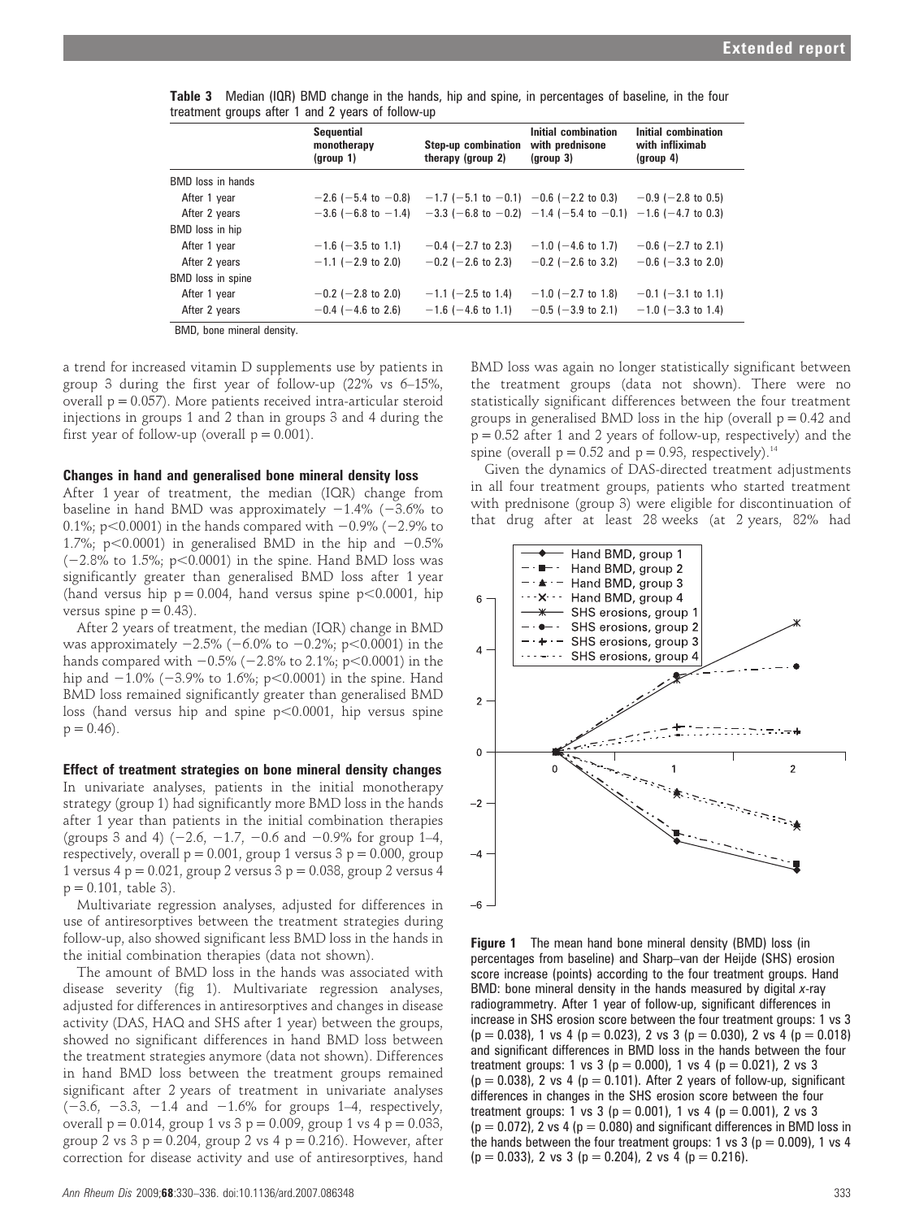**Table 3** Median (IQR) BMD change in the hands, hip and spine, in percentages of baseline, in the four treatment groups after 1 and 2 years of follow-up

| | Sequential monotherapy (group 1) | Step-up combination therapy (group 2) | Initial combination with prednisone (group 3) | Initial combination with infliximab (group 4) |
|---|---|---|---|---|
| BMD loss in hands | | | | |
| After 1 year | −2.6 (−5.4 to −0.8) | −1.7 (−5.1 to −0.1) | −0.6 (−2.2 to 0.3) | −0.9 (−2.8 to 0.5) |
| After 2 years | −3.6 (−6.8 to −1.4) | −3.3 (−6.8 to −0.2) | −1.4 (−5.4 to −0.1) | −1.6 (−4.7 to 0.3) |
| BMD loss in hip | | | | |
| After 1 year | −1.6 (−3.5 to 1.1) | −0.4 (−2.7 to 2.3) | −1.0 (−4.6 to 1.7) | −0.6 (−2.7 to 2.1) |
| After 2 years | −1.1 (−2.9 to 2.0) | −0.2 (−2.6 to 2.3) | −0.2 (−2.6 to 3.2) | −0.6 (−3.3 to 2.0) |
| BMD loss in spine | | | | |
| After 1 year | −0.2 (−2.8 to 2.0) | −1.1 (−2.5 to 1.4) | −1.0 (−2.7 to 1.8) | −0.1 (−3.1 to 1.1) |
| After 2 years | −0.4 (−4.6 to 2.6) | −1.6 (−4.6 to 1.1) | −0.5 (−3.9 to 2.1) | −1.0 (−3.3 to 1.4) |

BMD, bone mineral density.

a trend for increased vitamin D supplements use by patients in group 3 during the first year of follow-up (22% vs 6–15%, overall p = 0.057). More patients received intra-articular steroid injections in groups 1 and 2 than in groups 3 and 4 during the first year of follow-up (overall p = 0.001).

### Changes in hand and generalised bone mineral density loss

After 1 year of treatment, the median (IQR) change from baseline in hand BMD was approximately −1.4% (−3.6% to 0.1%; p<0.0001) in the hands compared with −0.9% (−2.9% to 1.7%; p<0.0001) in generalised BMD in the hip and −0.5% (−2.8% to 1.5%; p<0.0001) in the spine. Hand BMD loss was significantly greater than generalised BMD loss after 1 year (hand versus hip p = 0.004, hand versus spine p<0.0001, hip versus spine p = 0.43).

After 2 years of treatment, the median (IQR) change in BMD was approximately −2.5% (−6.0% to −0.2%; p<0.0001) in the hands compared with −0.5% (−2.8% to 2.1%; p<0.0001) in the hip and −1.0% (−3.9% to 1.6%; p<0.0001) in the spine. Hand BMD loss remained significantly greater than generalised BMD loss (hand versus hip and spine p<0.0001, hip versus spine p = 0.46).

### Effect of treatment strategies on bone mineral density changes

In univariate analyses, patients in the initial monotherapy strategy (group 1) had significantly more BMD loss in the hands after 1 year than patients in the initial combination therapies (groups 3 and 4) (−2.6, −1.7, −0.6 and −0.9% for group 1–4, respectively, overall p = 0.001, group 1 versus 3 p = 0.000, group 1 versus 4 p = 0.021, group 2 versus 3 p = 0.038, group 2 versus 4 p = 0.101, table 3).

Multivariate regression analyses, adjusted for differences in use of antiresorptives between the treatment strategies during follow-up, also showed significant less BMD loss in the hands in the initial combination therapies (data not shown).

The amount of BMD loss in the hands was associated with disease severity (fig 1). Multivariate regression analyses, adjusted for differences in antiresorptives and changes in disease activity (DAS, HAQ and SHS after 1 year) between the groups, showed no significant differences in hand BMD loss between the treatment strategies anymore (data not shown). Differences in hand BMD loss between the treatment groups remained significant after 2 years of treatment in univariate analyses (−3.6, −3.3, −1.4 and −1.6% for groups 1–4, respectively, overall p = 0.014, group 1 vs 3 p = 0.009, group 1 vs 4 p = 0.033, group 2 vs 3 p = 0.204, group 2 vs 4 p = 0.216). However, after correction for disease activity and use of antiresorptives, hand BMD loss was again no longer statistically significant between the treatment groups (data not shown). There were no statistically significant differences between the four treatment groups in generalised BMD loss in the hip (overall p = 0.42 and p = 0.52 after 1 and 2 years of follow-up, respectively) and the spine (overall p = 0.52 and p = 0.93, respectively).[14]

Given the dynamics of DAS-directed treatment adjustments in all four treatment groups, patients who started treatment with prednisone (group 3) were eligible for discontinuation of that drug after at least 28 weeks (at 2 years, 82% had

**Figure 1** The mean hand bone mineral density (BMD) loss (in percentages from baseline) and Sharp–van der Heijde (SHS) erosion score increase (points) according to the four treatment groups. Hand BMD: bone mineral density in the hands measured by digital *x*-ray radiogrammetry. After 1 year of follow-up, significant differences in increase in SHS erosion score between the four treatment groups: 1 vs 3 (p = 0.038), 1 vs 4 (p = 0.023), 2 vs 3 (p = 0.030), 2 vs 4 (p = 0.018) and significant differences in BMD loss in the hands between the four treatment groups: 1 vs 3 (p = 0.000), 1 vs 4 (p = 0.021), 2 vs 3 (p = 0.038), 2 vs 4 (p = 0.101). After 2 years of follow-up, significant differences in changes in the SHS erosion score between the four treatment groups: 1 vs 3 (p = 0.001), 1 vs 4 (p = 0.001), 2 vs 3 (p = 0.072), 2 vs 4 (p = 0.080) and significant differences in BMD loss in the hands between the four treatment groups: 1 vs 3 (p = 0.009), 1 vs 4 (p = 0.033), 2 vs 3 (p = 0.204), 2 vs 4 (p = 0.216).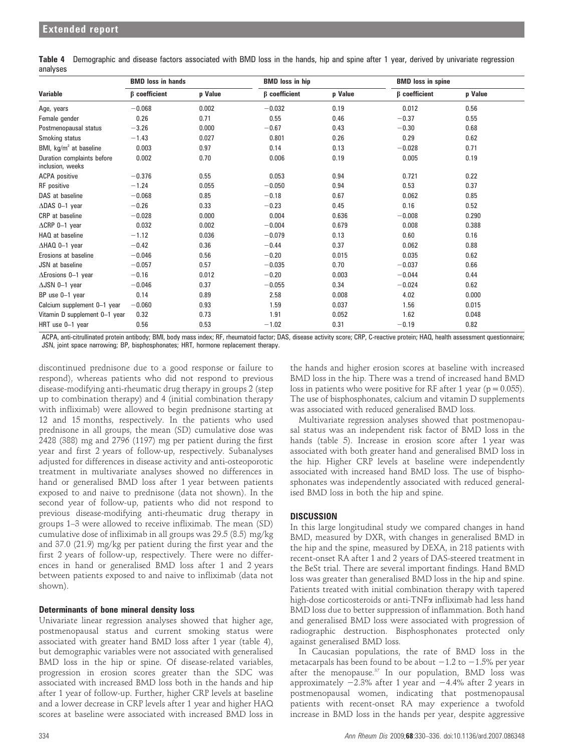**Table 4** Demographic and disease factors associated with BMD loss in the hands, hip and spine after 1 year, derived by univariate regression analyses

| Variable | BMD loss in hands | | BMD loss in hip | | BMD loss in spine | |
|---|---|---|---|---|---|---|
| | β coefficient | p Value | β coefficient | p Value | β coefficient | p Value |
| Age, years | −0.068 | 0.002 | −0.032 | 0.19 | 0.012 | 0.56 |
| Female gender | 0.26 | 0.71 | 0.55 | 0.46 | −0.37 | 0.55 |
| Postmenopausal status | −3.26 | 0.000 | −0.67 | 0.43 | −0.30 | 0.68 |
| Smoking status | −1.43 | 0.027 | 0.801 | 0.26 | 0.29 | 0.62 |
| BMI, kg/m$^2$ at baseline | 0.003 | 0.97 | 0.14 | 0.13 | −0.028 | 0.71 |
| Duration complaints before inclusion, weeks | 0.002 | 0.70 | 0.006 | 0.19 | 0.005 | 0.19 |
| ACPA positive | −0.376 | 0.55 | 0.053 | 0.94 | 0.721 | 0.22 |
| RF positive | −1.24 | 0.055 | −0.050 | 0.94 | 0.53 | 0.37 |
| DAS at baseline | −0.068 | 0.85 | −0.18 | 0.67 | 0.062 | 0.85 |
| ΔDAS 0–1 year | −0.26 | 0.33 | −0.23 | 0.45 | 0.16 | 0.52 |
| CRP at baseline | −0.028 | 0.000 | 0.004 | 0.636 | −0.008 | 0.290 |
| ΔCRP 0–1 year | 0.032 | 0.002 | −0.004 | 0.679 | 0.008 | 0.388 |
| HAQ at baseline | −1.12 | 0.036 | −0.079 | 0.13 | 0.60 | 0.16 |
| ΔHAQ 0–1 year | −0.42 | 0.36 | −0.44 | 0.37 | 0.062 | 0.88 |
| Erosions at baseline | −0.046 | 0.56 | −0.20 | 0.015 | 0.035 | 0.62 |
| JSN at baseline | −0.057 | 0.57 | −0.035 | 0.70 | −0.037 | 0.66 |
| ΔErosions 0–1 year | −0.16 | 0.012 | −0.20 | 0.003 | −0.044 | 0.44 |
| ΔJSN 0–1 year | −0.046 | 0.37 | −0.055 | 0.34 | −0.024 | 0.62 |
| BP use 0–1 year | 0.14 | 0.89 | 2.58 | 0.008 | 4.02 | 0.000 |
| Calcium supplement 0–1 year | −0.060 | 0.93 | 1.59 | 0.037 | 1.56 | 0.015 |
| Vitamin D supplement 0–1 year | 0.32 | 0.73 | 1.91 | 0.052 | 1.62 | 0.048 |
| HRT use 0–1 year | 0.56 | 0.53 | −1.02 | 0.31 | −0.19 | 0.82 |

ACPA, anti-citrullinated protein antibody; BMI, body mass index; RF, rheumatoid factor; DAS, disease activity score; CRP, C-reactive protein; HAQ, health assessment questionnaire; JSN, joint space narrowing; BP, bisphosphonates; HRT, hormone replacement therapy.

discontinued prednisone due to a good response or failure to respond), whereas patients who did not respond to previous disease-modifying anti-rheumatic drug therapy in groups 2 (step up to combination therapy) and 4 (initial combination therapy with infliximab) were allowed to begin prednisone starting at 12 and 15 months, respectively. In the patients who used prednisone in all groups, the mean (SD) cumulative dose was 2428 (388) mg and 2796 (1197) mg per patient during the first year and first 2 years of follow-up, respectively. Subanalyses adjusted for differences in disease activity and anti-osteoporotic treatment in multivariate analyses showed no differences in hand or generalised BMD loss after 1 year between patients exposed to and naive to prednisone (data not shown). In the second year of follow-up, patients who did not respond to previous disease-modifying anti-rheumatic drug therapy in groups 1–3 were allowed to receive infliximab. The mean (SD) cumulative dose of infliximab in all groups was 29.5 (8.5) mg/kg and 37.0 (21.9) mg/kg per patient during the first year and the first 2 years of follow-up, respectively. There were no differences in hand or generalised BMD loss after 1 and 2 years between patients exposed to and naive to infliximab (data not shown).

### Determinants of bone mineral density loss

Univariate linear regression analyses showed that higher age, postmenopausal status and current smoking status were associated with greater hand BMD loss after 1 year (table 4), but demographic variables were not associated with generalised BMD loss in the hip or spine. Of disease-related variables, progression in erosion scores greater than the SDC was associated with increased BMD loss both in the hands and hip after 1 year of follow-up. Further, higher CRP levels at baseline and a lower decrease in CRP levels after 1 year and higher HAQ scores at baseline were associated with increased BMD loss in the hands and higher erosion scores at baseline with increased BMD loss in the hip. There was a trend of increased hand BMD loss in patients who were positive for RF after 1 year ($p = 0.055$). The use of bisphosphonates, calcium and vitamin D supplements was associated with reduced generalised BMD loss.

Multivariate regression analyses showed that postmenopausal status was an independent risk factor of BMD loss in the hands (table 5). Increase in erosion score after 1 year was associated with both greater hand and generalised BMD loss in the hip. Higher CRP levels at baseline were independently associated with increased hand BMD loss. The use of bisphosphonates was independently associated with reduced generalised BMD loss in both the hip and spine.

## DISCUSSION

In this large longitudinal study we compared changes in hand BMD, measured by DXR, with changes in generalised BMD in the hip and the spine, measured by DEXA, in 218 patients with recent-onset RA after 1 and 2 years of DAS-steered treatment in the BeSt trial. There are several important findings. Hand BMD loss was greater than generalised BMD loss in the hip and spine. Patients treated with initial combination therapy with tapered high-dose corticosteroids or anti-TNFα infliximab had less hand BMD loss due to better suppression of inflammation. Both hand and generalised BMD loss were associated with progression of radiographic destruction. Bisphosphonates protected only against generalised BMD loss.

In Caucasian populations, the rate of BMD loss in the metacarpals has been found to be about −1.2 to −1.5% per year after the menopause.[37] In our population, BMD loss was approximately −2.3% after 1 year and −4.4% after 2 years in postmenopausal women, indicating that postmenopausal patients with recent-onset RA may experience a twofold increase in BMD loss in the hands per year, despite aggressive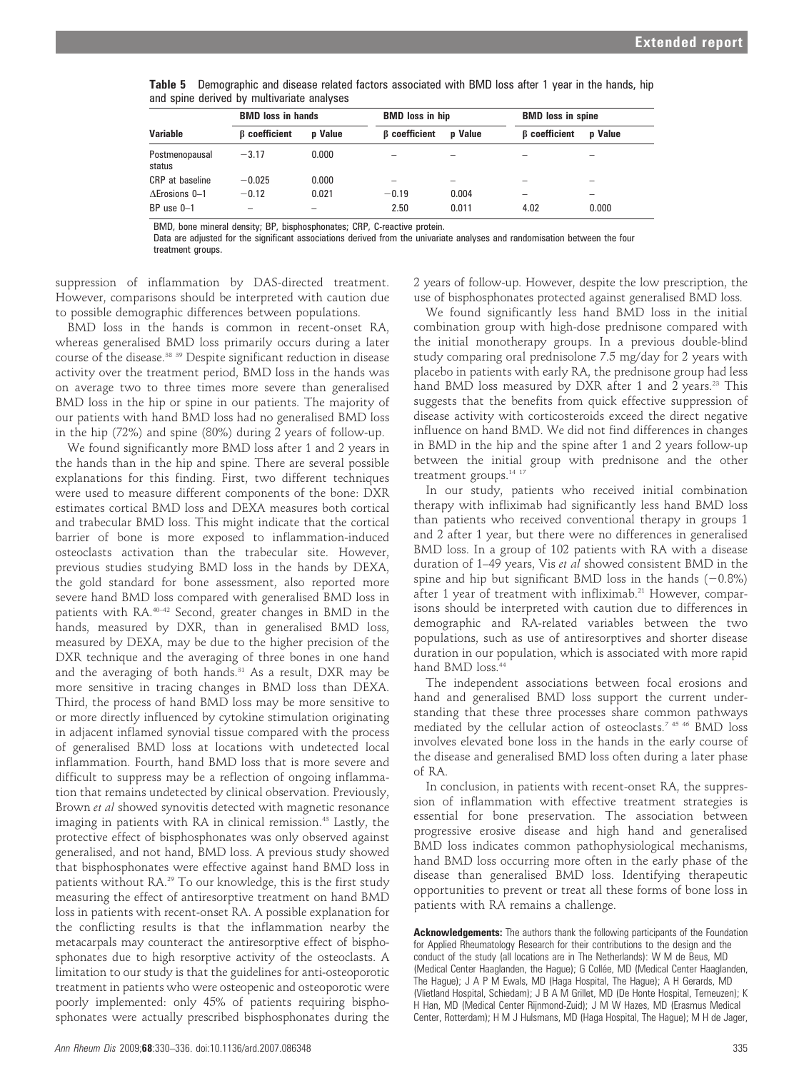**Table 5** Demographic and disease related factors associated with BMD loss after 1 year in the hands, hip and spine derived by multivariate analyses

| Variable | BMD loss in hands | | BMD loss in hip | | BMD loss in spine | |
|---|---|---|---|---|---|---|
| | β coefficient | p Value | β coefficient | p Value | β coefficient | p Value |
| Postmenopausal status | −3.17 | 0.000 | – | – | – | – |
| CRP at baseline | −0.025 | 0.000 | – | – | – | – |
| ΔErosions 0–1 | −0.12 | 0.021 | −0.19 | 0.004 | – | – |
| BP use 0–1 | – | – | 2.50 | 0.011 | 4.02 | 0.000 |

BMD, bone mineral density; BP, bisphosphonates; CRP, C-reactive protein.
Data are adjusted for the significant associations derived from the univariate analyses and randomisation between the four treatment groups.

suppression of inflammation by DAS-directed treatment. However, comparisons should be interpreted with caution due to possible demographic differences between populations.

BMD loss in the hands is common in recent-onset RA, whereas generalised BMD loss primarily occurs during a later course of the disease.[38 39] Despite significant reduction in disease activity over the treatment period, BMD loss in the hands was on average two to three times more severe than generalised BMD loss in the hip or spine in our patients. The majority of our patients with hand BMD loss had no generalised BMD loss in the hip (72%) and spine (80%) during 2 years of follow-up.

We found significantly more BMD loss after 1 and 2 years in the hands than in the hip and spine. There are several possible explanations for this finding. First, two different techniques were used to measure different components of the bone: DXR estimates cortical BMD loss and DEXA measures both cortical and trabecular BMD loss. This might indicate that the cortical barrier of bone is more exposed to inflammation-induced osteoclasts activation than the trabecular site. However, previous studies studying BMD loss in the hands by DEXA, the gold standard for bone assessment, also reported more severe hand BMD loss compared with generalised BMD loss in patients with RA.[40–42] Second, greater changes in BMD in the hands, measured by DXR, than in generalised BMD loss, measured by DEXA, may be due to the higher precision of the DXR technique and the averaging of three bones in one hand and the averaging of both hands.[31] As a result, DXR may be more sensitive in tracing changes in BMD loss than DEXA. Third, the process of hand BMD loss may be more sensitive to or more directly influenced by cytokine stimulation originating in adjacent inflamed synovial tissue compared with the process of generalised BMD loss at locations with undetected local inflammation. Fourth, hand BMD loss that is more severe and difficult to suppress may be a reflection of ongoing inflammation that remains undetected by clinical observation. Previously, Brown *et al* showed synovitis detected with magnetic resonance imaging in patients with RA in clinical remission.[43] Lastly, the protective effect of bisphosphonates was only observed against generalised, and not hand, BMD loss. A previous study showed that bisphosphonates were effective against hand BMD loss in patients without RA.[29] To our knowledge, this is the first study measuring the effect of antiresorptive treatment on hand BMD loss in patients with recent-onset RA. A possible explanation for the conflicting results is that the inflammation nearby the metacarpals may counteract the antiresorptive effect of bisphosphonates due to high resorptive activity of the osteoclasts. A limitation to our study is that the guidelines for anti-osteoporotic treatment in patients who were osteopenic and osteoporotic were poorly implemented: only 45% of patients requiring bisphosphonates were actually prescribed bisphosphonates during the 2 years of follow-up. However, despite the low prescription, the use of bisphosphonates protected against generalised BMD loss.

We found significantly less hand BMD loss in the initial combination group with high-dose prednisone compared with the initial monotherapy groups. In a previous double-blind study comparing oral prednisolone 7.5 mg/day for 2 years with placebo in patients with early RA, the prednisone group had less hand BMD loss measured by DXR after 1 and 2 years.[25] This suggests that the benefits from quick effective suppression of disease activity with corticosteroids exceed the direct negative influence on hand BMD. We did not find differences in changes in BMD in the hip and the spine after 1 and 2 years follow-up between the initial group with prednisone and the other treatment groups.[14 17]

In our study, patients who received initial combination therapy with infliximab had significantly less hand BMD loss than patients who received conventional therapy in groups 1 and 2 after 1 year, but there were no differences in generalised BMD loss. In a group of 102 patients with RA with a disease duration of 1–49 years, Vis *et al* showed consistent BMD in the spine and hip but significant BMD loss in the hands (−0.8%) after 1 year of treatment with infliximab.[21] However, comparisons should be interpreted with caution due to differences in demographic and RA-related variables between the two populations, such as use of antiresorptives and shorter disease duration in our population, which is associated with more rapid hand BMD loss.[44]

The independent associations between focal erosions and hand and generalised BMD loss support the current understanding that these three processes share common pathways mediated by the cellular action of osteoclasts.[7 45 46] BMD loss involves elevated bone loss in the hands in the early course of the disease and generalised BMD loss often during a later phase of RA.

In conclusion, in patients with recent-onset RA, the suppression of inflammation with effective treatment strategies is essential for bone preservation. The association between progressive erosive disease and high hand and generalised BMD loss indicates common pathophysiological mechanisms, hand BMD loss occurring more often in the early phase of the disease than generalised BMD loss. Identifying therapeutic opportunities to prevent or treat all these forms of bone loss in patients with RA remains a challenge.

**Acknowledgements:** The authors thank the following participants of the Foundation for Applied Rheumatology Research for their contributions to the design and the conduct of the study (all locations are in The Netherlands): W M de Beus, MD (Medical Center Haaglanden, the Hague); G Collée, MD (Medical Center Haaglanden, The Hague); J A P M Ewals, MD (Haga Hospital, The Hague); A H Gerards, MD (Vlietland Hospital, Schiedam); J B A M Grillet, MD (De Honte Hospital, Terneuzen); K H Han, MD (Medical Center Rijnmond-Zuid); J M W Hazes, MD (Erasmus Medical Center, Rotterdam); H M J Hulsmans, MD (Haga Hospital, The Hague); M H de Jager,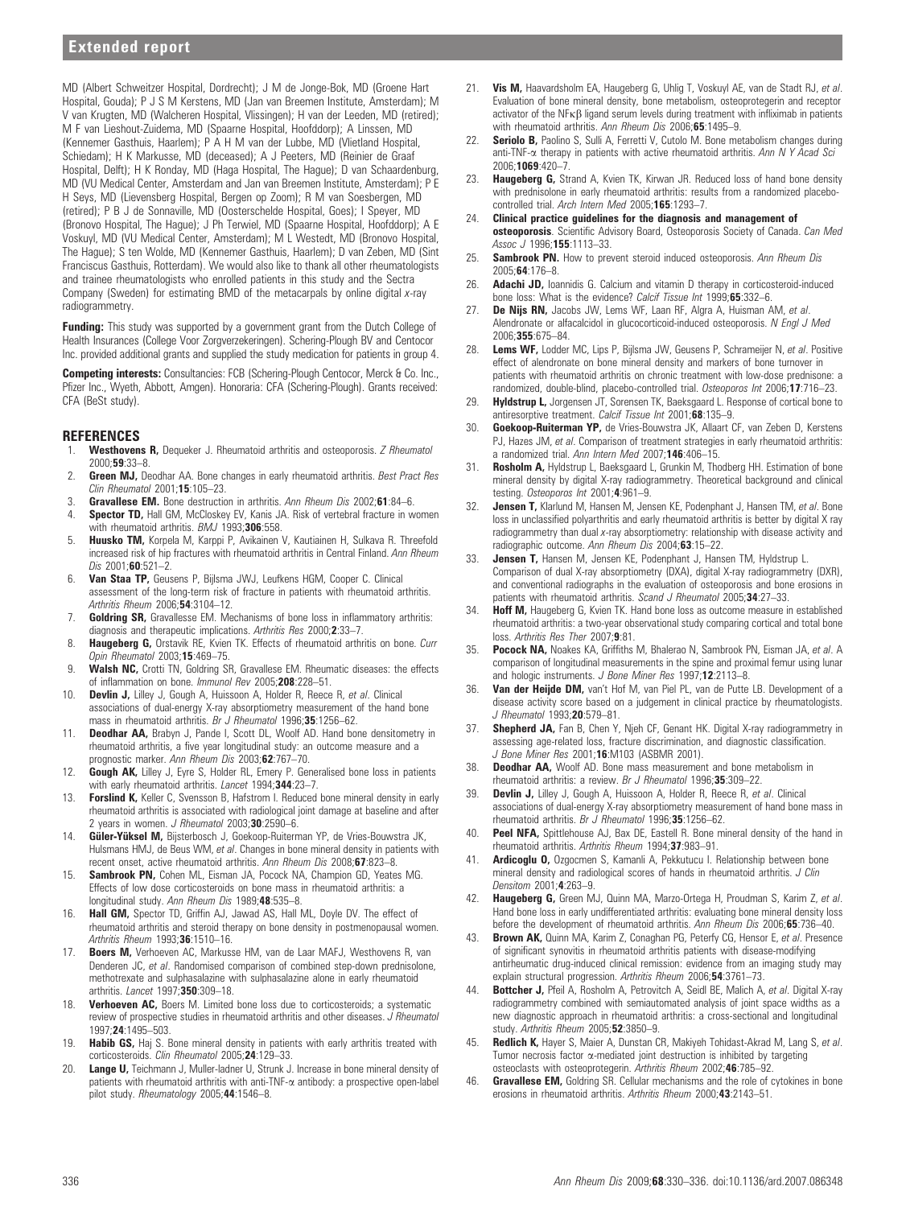MD (Albert Schweitzer Hospital, Dordrecht); J M de Jonge-Bok, MD (Groene Hart Hospital, Gouda); P J S M Kerstens, MD (Jan van Breemen Institute, Amsterdam); M V van Krugten, MD (Walcheren Hospital, Vlissingen); H van der Leeden, MD (retired); M F van Lieshout-Zuidema, MD (Spaarne Hospital, Hoofddorp); A Linssen, MD (Kennemer Gasthuis, Haarlem); P A H M van der Lubbe, MD (Vlietland Hospital, Schiedam); H K Markusse, MD (deceased); A J Peeters, MD (Reinier de Graaf Hospital, Delft); H K Ronday, MD (Haga Hospital, The Hague); D van Schaardenburg, MD (VU Medical Center, Amsterdam and Jan van Breemen Institute, Amsterdam); P E H Seys, MD (Lievensberg Hospital, Bergen op Zoom); R M van Soesbergen, MD (retired); P B J de Sonnaville, MD (Oosterschelde Hospital, Goes); I Speyer, MD (Bronovo Hospital, The Hague); J Ph Terwiel, MD (Spaarne Hospital, Hoofddorp); A E Voskuyl, MD (VU Medical Center, Amsterdam); M L Westedt, MD (Bronovo Hospital, The Hague); S ten Wolde, MD (Kennemer Gasthuis, Haarlem); D van Zeben, MD (Sint Franciscus Gasthuis, Rotterdam). We would also like to thank all other rheumatologists and trainee rheumatologists who enrolled patients in this study and the Sectra Company (Sweden) for estimating BMD of the metacarpals by online digital x-ray radiogrammetry.

**Funding:** This study was supported by a government grant from the Dutch College of Health Insurances (College Voor Zorgverzekeringen). Schering-Plough BV and Centocor Inc. provided additional grants and supplied the study medication for patients in group 4.

**Competing interests:** Consultancies: FCB (Schering-Plough Centocor, Merck & Co. Inc., Pfizer Inc., Wyeth, Abbott, Amgen). Honoraria: CFA (Schering-Plough). Grants received: CFA (BeSt study).

## REFERENCES

1. **Westhovens R,** Dequeker J. Rheumatoid arthritis and osteoporosis. *Z Rheumatol* 2000;**59**:33–8.
2. **Green MJ,** Deodhar AA. Bone changes in early rheumatoid arthritis. *Best Pract Res Clin Rheumatol* 2001;**15**:105–23.
3. **Gravallese EM.** Bone destruction in arthritis. *Ann Rheum Dis* 2002;**61**:84–6.
4. **Spector TD,** Hall GM, McCloskey EV, Kanis JA. Risk of vertebral fracture in women with rheumatoid arthritis. *BMJ* 1993;**306**:558.
5. **Huusko TM,** Korpela M, Karppi P, Avikainen V, Kautiainen H, Sulkava R. Threefold increased risk of hip fractures with rheumatoid arthritis in Central Finland. *Ann Rheum Dis* 2001;**60**:521–2.
6. **Van Staa TP,** Geusens P, Bijlsma JWJ, Leufkens HGM, Cooper C. Clinical assessment of the long-term risk of fracture in patients with rheumatoid arthritis. *Arthritis Rheum* 2006;**54**:3104–12.
7. **Goldring SR,** Gravallese EM. Mechanisms of bone loss in inflammatory arthritis: diagnosis and therapeutic implications. *Arthritis Res* 2000;**2**:33–7.
8. **Haugeberg G,** Orstavik RE, Kvien TK. Effects of rheumatoid arthritis on bone. *Curr Opin Rheumatol* 2003;**15**:469–75.
9. **Walsh NC,** Crotti TN, Goldring SR, Gravallese EM. Rheumatic diseases: the effects of inflammation on bone. *Immunol Rev* 2005;**208**:228–51.
10. **Devlin J,** Lilley J, Gough A, Huissoon A, Holder R, Reece R, *et al*. Clinical associations of dual-energy X-ray absorptiometry measurement of the hand bone mass in rheumatoid arthritis. *Br J Rheumatol* 1996;**35**:1256–62.
11. **Deodhar AA,** Brabyn J, Pande I, Scott DL, Woolf AD. Hand bone densitometry in rheumatoid arthritis, a five year longitudinal study: an outcome measure and a prognostic marker. *Ann Rheum Dis* 2003;**62**:767–70.
12. **Gough AK,** Lilley J, Eyre S, Holder RL, Emery P. Generalised bone loss in patients with early rheumatoid arthritis. *Lancet* 1994;**344**:23–7.
13. **Forslind K,** Keller C, Svensson B, Hafstrom I. Reduced bone mineral density in early rheumatoid arthritis is associated with radiological joint damage at baseline and after 2 years in women. *J Rheumatol* 2003;**30**:2590–6.
14. **Güler-Yüksel M,** Bijsterbosch J, Goekoop-Ruiterman YP, de Vries-Bouwstra JK, Hulsmans HMJ, de Beus WM, *et al*. Changes in bone mineral density in patients with recent onset, active rheumatoid arthritis. *Ann Rheum Dis* 2008;**67**:823–8.
15. **Sambrook PN,** Cohen ML, Eisman JA, Pocock NA, Champion GD, Yeates MG. Effects of low dose corticosteroids on bone mass in rheumatoid arthritis: a longitudinal study. *Ann Rheum Dis* 1989;**48**:535–8.
16. **Hall GM,** Spector TD, Griffin AJ, Jawad AS, Hall ML, Doyle DV. The effect of rheumatoid arthritis and steroid therapy on bone density in postmenopausal women. *Arthritis Rheum* 1993;**36**:1510–16.
17. **Boers M,** Verhoeven AC, Markusse HM, van de Laar MAFJ, Westhovens R, van Denderen JC, *et al*. Randomised comparison of combined step-down prednisolone, methotrexate and sulphasalazine with sulphasalazine alone in early rheumatoid arthritis. *Lancet* 1997;**350**:309–18.
18. **Verhoeven AC,** Boers M. Limited bone loss due to corticosteroids; a systematic review of prospective studies in rheumatoid arthritis and other diseases. *J Rheumatol* 1997;**24**:1495–503.
19. **Habib GS,** Haj S. Bone mineral density in patients with early arthritis treated with corticosteroids. *Clin Rheumatol* 2005;**24**:129–33.
20. **Lange U,** Teichmann J, Muller-ladner U, Strunk J. Increase in bone mineral density of patients with rheumatoid arthritis with anti-TNF-α antibody: a prospective open-label pilot study. *Rheumatology* 2005;**44**:1546–8.
21. **Vis M,** Haavardsholm EA, Haugeberg G, Uhlig T, Voskuyl AE, van de Stadt RJ, *et al*. Evaluation of bone mineral density, bone metabolism, osteoprotegerin and receptor activator of the NFκβ ligand serum levels during treatment with infliximab in patients with rheumatoid arthritis. *Ann Rheum Dis* 2006;**65**:1495–9.
22. **Seriolo B,** Paolino S, Sulli A, Ferretti V, Cutolo M. Bone metabolism changes during anti-TNF-α therapy in patients with active rheumatoid arthritis. *Ann N Y Acad Sci* 2006;**1069**:420–7.
23. **Haugeberg G,** Strand A, Kvien TK, Kirwan JR. Reduced loss of hand bone density with prednisolone in early rheumatoid arthritis: results from a randomized placebo-controlled trial. *Arch Intern Med* 2005;**165**:1293–7.
24. **Clinical practice guidelines for the diagnosis and management of osteoporosis**. Scientific Advisory Board, Osteoporosis Society of Canada. *Can Med Assoc J* 1996;**155**:1113–33.
25. **Sambrook PN.** How to prevent steroid induced osteoporosis. *Ann Rheum Dis* 2005;**64**:176–8.
26. **Adachi JD,** Ioannidis G. Calcium and vitamin D therapy in corticosteroid-induced bone loss: What is the evidence? *Calcif Tissue Int* 1999;**65**:332–6.
27. **De Nijs RN,** Jacobs JW, Lems WF, Laan RF, Algra A, Huisman AM, *et al*. Alendronate or alfacalcidol in glucocorticoid-induced osteoporosis. *N Engl J Med* 2006;**355**:675–84.
28. **Lems WF,** Lodder MC, Lips P, Bijlsma JW, Geusens P, Schrameijer N, *et al*. Positive effect of alendronate on bone mineral density and markers of bone turnover in patients with rheumatoid arthritis on chronic treatment with low-dose prednisone: a randomized, double-blind, placebo-controlled trial. *Osteoporos Int* 2006;**17**:716–23.
29. **Hyldstrup L,** Jorgensen JT, Sorensen TK, Baeksgaard L. Response of cortical bone to antiresorptive treatment. *Calcif Tissue Int* 2001;**68**:135–9.
30. **Goekoop-Ruiterman YP,** de Vries-Bouwstra JK, Allaart CF, van Zeben D, Kerstens PJ, Hazes JM, *et al*. Comparison of treatment strategies in early rheumatoid arthritis: a randomized trial. *Ann Intern Med* 2007;**146**:406–15.
31. **Rosholm A,** Hyldstrup L, Baeksgaard L, Grunkin M, Thodberg HH. Estimation of bone mineral density by digital X-ray radiogrammetry. Theoretical background and clinical testing. *Osteoporos Int* 2001;**4**:961–9.
32. **Jensen T,** Klarlund M, Hansen M, Jensen KE, Podenphant J, Hansen TM, *et al*. Bone loss in unclassified polyarthritis and early rheumatoid arthritis is better by digital X ray radiogrammetry than dual x-ray absorptiometry: relationship with disease activity and radiographic outcome. *Ann Rheum Dis* 2004;**63**:15–22.
33. **Jensen T,** Hansen M, Jensen KE, Podenphant J, Hansen TM, Hyldstrup L. Comparison of dual X-ray absorptiometry (DXA), digital X-ray radiogrammetry (DXR), and conventional radiographs in the evaluation of osteoporosis and bone erosions in patients with rheumatoid arthritis. *Scand J Rheumatol* 2005;**34**:27–33.
34. **Hoff M,** Haugeberg G, Kvien TK. Hand bone loss as outcome measure in established rheumatoid arthritis: a two-year observational study comparing cortical and total bone loss. *Arthritis Res Ther* 2007;**9**:81.
35. **Pocock NA,** Noakes KA, Griffiths M, Bhalerao N, Sambrook PN, Eisman JA, *et al*. A comparison of longitudinal measurements in the spine and proximal femur using lunar and hologic instruments. *J Bone Miner Res* 1997;**12**:2113–8.
36. **Van der Heijde DM,** van't Hof M, van Piel PL, van de Putte LB. Development of a disease activity score based on a judgement in clinical practice by rheumatologists. *J Rheumatol* 1993;**20**:579–81.
37. **Shepherd JA,** Fan B, Chen Y, Njeh CF, Genant HK. Digital X-ray radiogrammetry in assessing age-related loss, fracture discrimination, and diagnostic classification. *J Bone Miner Res* 2001;**16**:M103 (ASBMR 2001).
38. **Deodhar AA,** Woolf AD. Bone mass measurement and bone metabolism in rheumatoid arthritis: a review. *Br J Rheumatol* 1996;**35**:309–22.
39. **Devlin J,** Lilley J, Gough A, Huissoon A, Holder R, Reece R, *et al*. Clinical associations of dual-energy X-ray absorptiometry measurement of hand bone mass in rheumatoid arthritis. *Br J Rheumatol* 1996;**35**:1256–62.
40. **Peel NFA,** Spittlehouse AJ, Bax DE, Eastell R. Bone mineral density of the hand in rheumatoid arthritis. *Arthritis Rheum* 1994;**37**:983–91.
41. **Ardicoglu O,** Ozgocmen S, Kamanli A, Pekkutucu I. Relationship between bone mineral density and radiological scores of hands in rheumatoid arthritis. *J Clin Densitom* 2001;**4**:263–9.
42. **Haugeberg G,** Green MJ, Quinn MA, Marzo-Ortega H, Proudman S, Karim Z, *et al*. Hand bone loss in early undifferentiated arthritis: evaluating bone mineral density loss before the development of rheumatoid arthritis. *Ann Rheum Dis* 2006;**65**:736–40.
43. **Brown AK,** Quinn MA, Karim Z, Conaghan PG, Peterfy CG, Hensor E, *et al*. Presence of significant synovitis in rheumatoid arthritis patients with disease-modifying antirheumatic drug-induced clinical remission: evidence from an imaging study may explain structural progression. *Arthritis Rheum* 2006;**54**:3761–73.
44. **Bottcher J,** Pfeil A, Rosholm A, Petrovitch A, Seidl BE, Malich A, *et al*. Digital X-ray radiogrammetry combined with semiautomated analysis of joint space widths as a new diagnostic approach in rheumatoid arthritis: a cross-sectional and longitudinal study. *Arthritis Rheum* 2005;**52**:3850–9.
45. **Redlich K,** Hayer S, Maier A, Dunstan CR, Makiyeh Tohidast-Akrad M, Lang S, *et al*. Tumor necrosis factor α-mediated joint destruction is inhibited by targeting osteoclasts with osteoprotegerin. *Arthritis Rheum* 2002;**46**:785–92.
46. **Gravallese EM,** Goldring SR. Cellular mechanisms and the role of cytokines in bone erosions in rheumatoid arthritis. *Arthritis Rheum* 2000;**43**:2143–51.